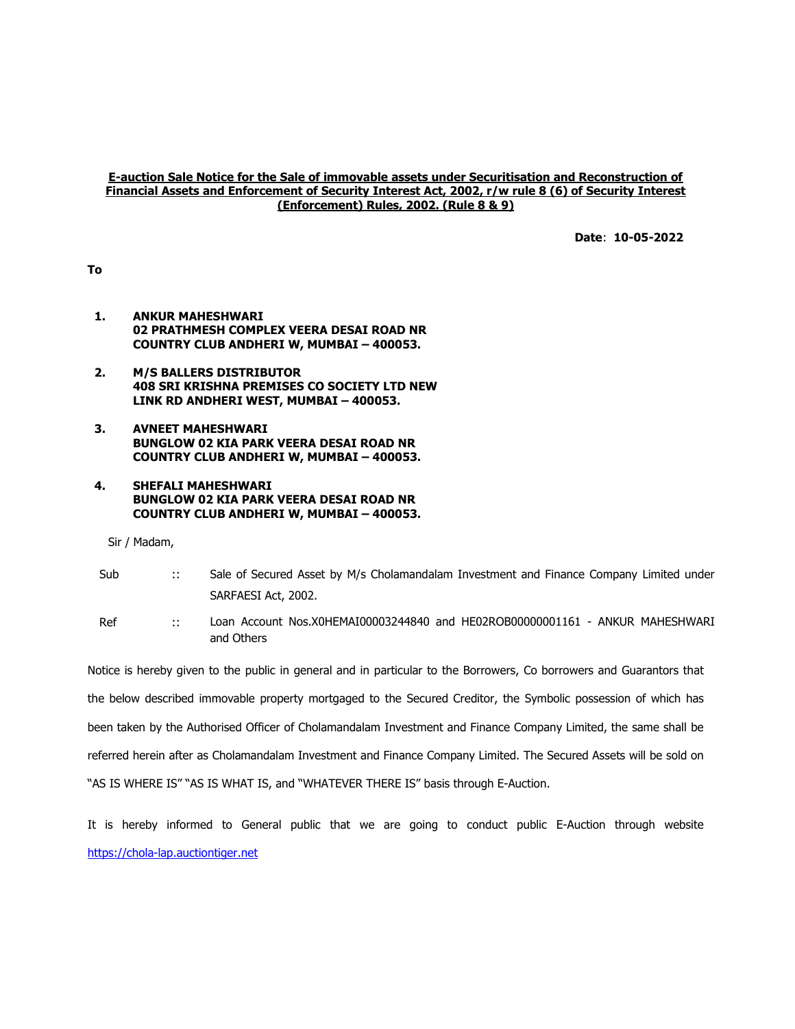**E-auction Sale Notice for the Sale of immovable assets under Securitisation and Reconstruction of Financial Assets and Enforcement of Security Interest Act, 2002, r/w rule 8 (6) of Security Interest (Enforcement) Rules, 2002. (Rule 8 & 9)**

**Date**: **10-05-2022**

**To**

1. **ANKUR MAHESHWARI**
   **02 PRATHMESH COMPLEX VEERA DESAI ROAD NR COUNTRY CLUB ANDHERI W, MUMBAI – 400053.**

2. **M/S BALLERS DISTRIBUTOR**
   **408 SRI KRISHNA PREMISES CO SOCIETY LTD NEW LINK RD ANDHERI WEST, MUMBAI – 400053.**

3. **AVNEET MAHESHWARI**
   **BUNGLOW 02 KIA PARK VEERA DESAI ROAD NR COUNTRY CLUB ANDHERI W, MUMBAI – 400053.**

4. **SHEFALI MAHESHWARI**
   **BUNGLOW 02 KIA PARK VEERA DESAI ROAD NR COUNTRY CLUB ANDHERI W, MUMBAI – 400053.**

Sir / Madam,

| | | |
|---|---|---|
| Sub | :: | Sale of Secured Asset by M/s Cholamandalam Investment and Finance Company Limited under SARFAESI Act, 2002. |
| Ref | :: | Loan Account Nos.X0HEMAI00003244840 and HE02ROB00000001161 - ANKUR MAHESHWARI and Others |

Notice is hereby given to the public in general and in particular to the Borrowers, Co borrowers and Guarantors that the below described immovable property mortgaged to the Secured Creditor, the Symbolic possession of which has been taken by the Authorised Officer of Cholamandalam Investment and Finance Company Limited, the same shall be referred herein after as Cholamandalam Investment and Finance Company Limited. The Secured Assets will be sold on "AS IS WHERE IS" "AS IS WHAT IS, and "WHATEVER THERE IS" basis through E-Auction.

It is hereby informed to General public that we are going to conduct public E-Auction through website https://chola-lap.auctiontiger.net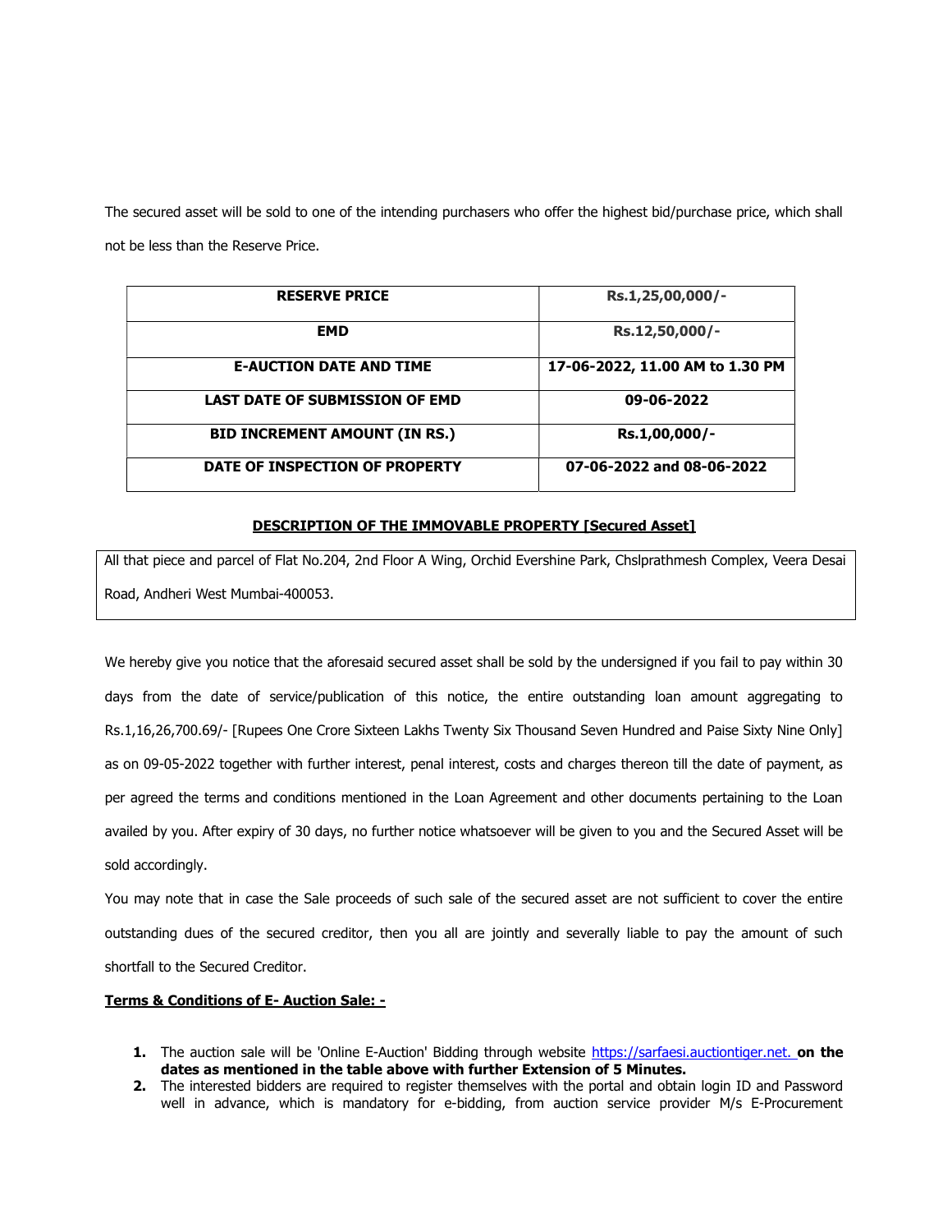The secured asset will be sold to one of the intending purchasers who offer the highest bid/purchase price, which shall not be less than the Reserve Price.

| RESERVE PRICE | Rs.1,25,00,000/- |
|---|---|
| EMD | Rs.12,50,000/- |
| E-AUCTION DATE AND TIME | 17-06-2022, 11.00 AM to 1.30 PM |
| LAST DATE OF SUBMISSION OF EMD | 09-06-2022 |
| BID INCREMENT AMOUNT (IN RS.) | Rs.1,00,000/- |
| DATE OF INSPECTION OF PROPERTY | 07-06-2022 and 08-06-2022 |

**DESCRIPTION OF THE IMMOVABLE PROPERTY [Secured Asset]**

All that piece and parcel of Flat No.204, 2nd Floor A Wing, Orchid Evershine Park, Chslprathmesh Complex, Veera Desai Road, Andheri West Mumbai-400053.

We hereby give you notice that the aforesaid secured asset shall be sold by the undersigned if you fail to pay within 30 days from the date of service/publication of this notice, the entire outstanding loan amount aggregating to Rs.1,16,26,700.69/- [Rupees One Crore Sixteen Lakhs Twenty Six Thousand Seven Hundred and Paise Sixty Nine Only] as on 09-05-2022 together with further interest, penal interest, costs and charges thereon till the date of payment, as per agreed the terms and conditions mentioned in the Loan Agreement and other documents pertaining to the Loan availed by you. After expiry of 30 days, no further notice whatsoever will be given to you and the Secured Asset will be sold accordingly.

You may note that in case the Sale proceeds of such sale of the secured asset are not sufficient to cover the entire outstanding dues of the secured creditor, then you all are jointly and severally liable to pay the amount of such shortfall to the Secured Creditor.

**Terms & Conditions of E- Auction Sale: -**

1. The auction sale will be 'Online E-Auction' Bidding through website https://sarfaesi.auctiontiger.net. **on the dates as mentioned in the table above with further Extension of 5 Minutes.**
2. The interested bidders are required to register themselves with the portal and obtain login ID and Password well in advance, which is mandatory for e-bidding, from auction service provider M/s E-Procurement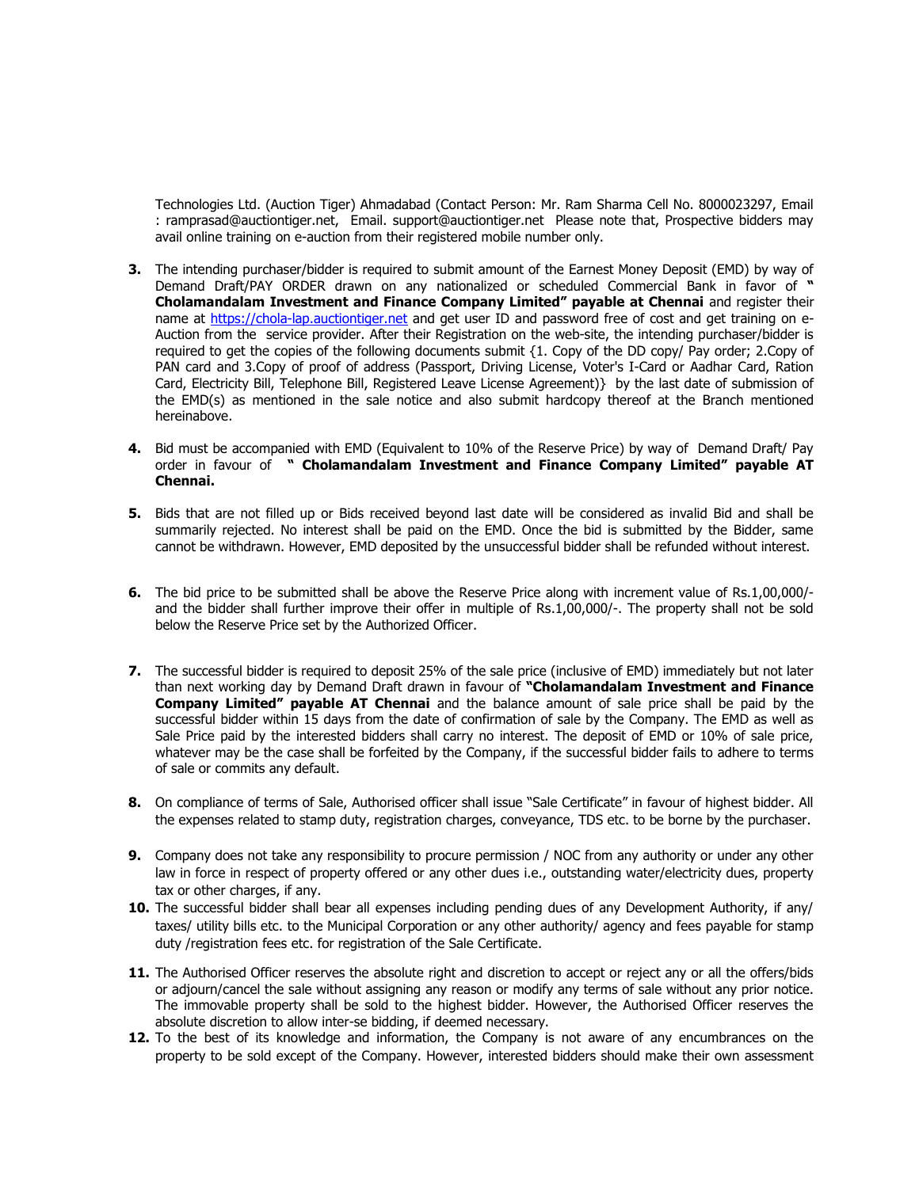Technologies Ltd. (Auction Tiger) Ahmadabad (Contact Person: Mr. Ram Sharma Cell No. 8000023297, Email : ramprasad@auctiontiger.net, Email. support@auctiontiger.net Please note that, Prospective bidders may avail online training on e-auction from their registered mobile number only.

3. The intending purchaser/bidder is required to submit amount of the Earnest Money Deposit (EMD) by way of Demand Draft/PAY ORDER drawn on any nationalized or scheduled Commercial Bank in favor of **" Cholamandalam Investment and Finance Company Limited" payable at Chennai** and register their name at https://chola-lap.auctiontiger.net and get user ID and password free of cost and get training on e-Auction from the service provider. After their Registration on the web-site, the intending purchaser/bidder is required to get the copies of the following documents submit {1. Copy of the DD copy/ Pay order; 2.Copy of PAN card and 3.Copy of proof of address (Passport, Driving License, Voter's I-Card or Aadhar Card, Ration Card, Electricity Bill, Telephone Bill, Registered Leave License Agreement)} by the last date of submission of the EMD(s) as mentioned in the sale notice and also submit hardcopy thereof at the Branch mentioned hereinabove.

4. Bid must be accompanied with EMD (Equivalent to 10% of the Reserve Price) by way of Demand Draft/ Pay order in favour of **" Cholamandalam Investment and Finance Company Limited" payable AT Chennai.**

5. Bids that are not filled up or Bids received beyond last date will be considered as invalid Bid and shall be summarily rejected. No interest shall be paid on the EMD. Once the bid is submitted by the Bidder, same cannot be withdrawn. However, EMD deposited by the unsuccessful bidder shall be refunded without interest.

6. The bid price to be submitted shall be above the Reserve Price along with increment value of Rs.1,00,000/- and the bidder shall further improve their offer in multiple of Rs.1,00,000/-. The property shall not be sold below the Reserve Price set by the Authorized Officer.

7. The successful bidder is required to deposit 25% of the sale price (inclusive of EMD) immediately but not later than next working day by Demand Draft drawn in favour of **"Cholamandalam Investment and Finance Company Limited" payable AT Chennai** and the balance amount of sale price shall be paid by the successful bidder within 15 days from the date of confirmation of sale by the Company. The EMD as well as Sale Price paid by the interested bidders shall carry no interest. The deposit of EMD or 10% of sale price, whatever may be the case shall be forfeited by the Company, if the successful bidder fails to adhere to terms of sale or commits any default.

8. On compliance of terms of Sale, Authorised officer shall issue "Sale Certificate" in favour of highest bidder. All the expenses related to stamp duty, registration charges, conveyance, TDS etc. to be borne by the purchaser.

9. Company does not take any responsibility to procure permission / NOC from any authority or under any other law in force in respect of property offered or any other dues i.e., outstanding water/electricity dues, property tax or other charges, if any.

10. The successful bidder shall bear all expenses including pending dues of any Development Authority, if any/ taxes/ utility bills etc. to the Municipal Corporation or any other authority/ agency and fees payable for stamp duty /registration fees etc. for registration of the Sale Certificate.

11. The Authorised Officer reserves the absolute right and discretion to accept or reject any or all the offers/bids or adjourn/cancel the sale without assigning any reason or modify any terms of sale without any prior notice. The immovable property shall be sold to the highest bidder. However, the Authorised Officer reserves the absolute discretion to allow inter-se bidding, if deemed necessary.

12. To the best of its knowledge and information, the Company is not aware of any encumbrances on the property to be sold except of the Company. However, interested bidders should make their own assessment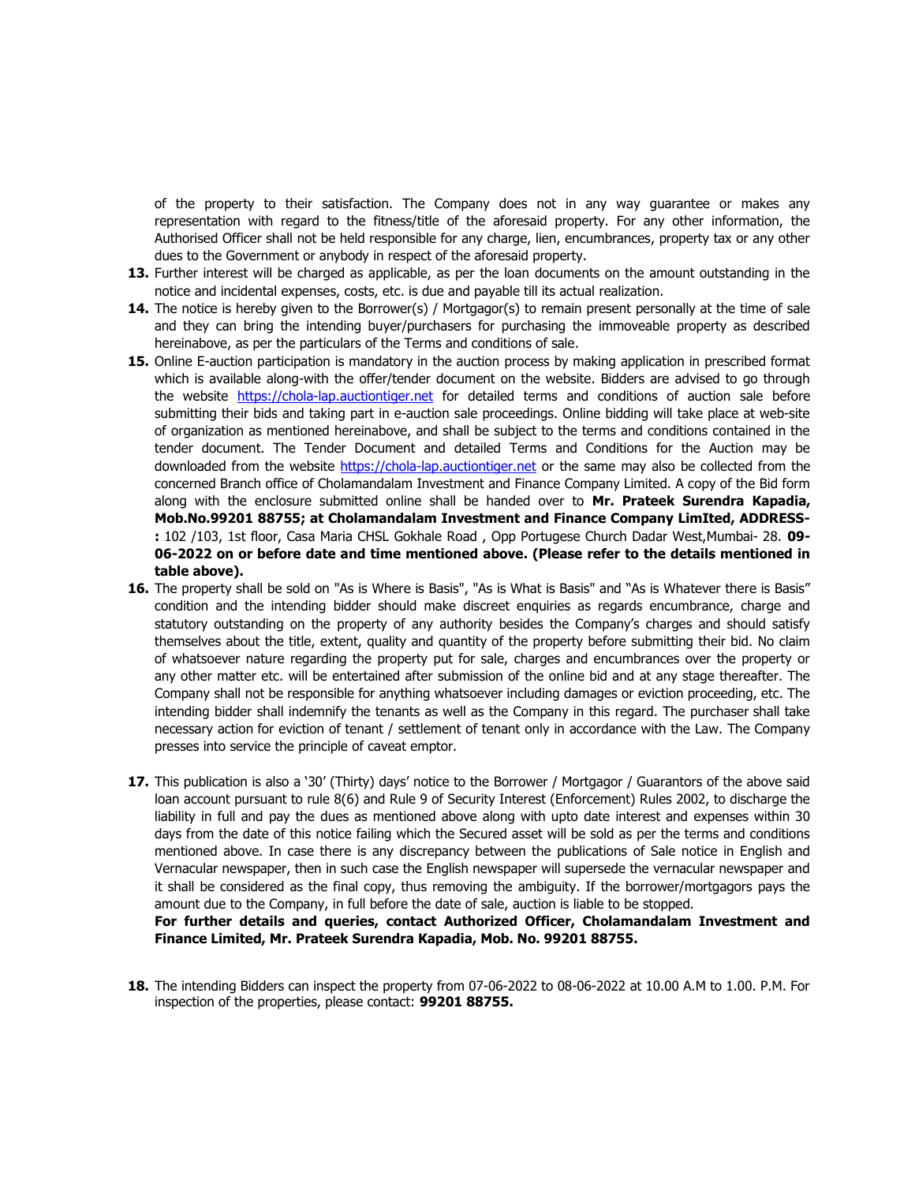of the property to their satisfaction. The Company does not in any way guarantee or makes any representation with regard to the fitness/title of the aforesaid property. For any other information, the Authorised Officer shall not be held responsible for any charge, lien, encumbrances, property tax or any other dues to the Government or anybody in respect of the aforesaid property.

13. Further interest will be charged as applicable, as per the loan documents on the amount outstanding in the notice and incidental expenses, costs, etc. is due and payable till its actual realization.
14. The notice is hereby given to the Borrower(s) / Mortgagor(s) to remain present personally at the time of sale and they can bring the intending buyer/purchasers for purchasing the immoveable property as described hereinabove, as per the particulars of the Terms and conditions of sale.
15. Online E-auction participation is mandatory in the auction process by making application in prescribed format which is available along-with the offer/tender document on the website. Bidders are advised to go through the website https://chola-lap.auctiontiger.net for detailed terms and conditions of auction sale before submitting their bids and taking part in e-auction sale proceedings. Online bidding will take place at web-site of organization as mentioned hereinabove, and shall be subject to the terms and conditions contained in the tender document. The Tender Document and detailed Terms and Conditions for the Auction may be downloaded from the website https://chola-lap.auctiontiger.net or the same may also be collected from the concerned Branch office of Cholamandalam Investment and Finance Company Limited. A copy of the Bid form along with the enclosure submitted online shall be handed over to **Mr. Prateek Surendra Kapadia, Mob.No.99201 88755; at Cholamandalam Investment and Finance Company LimIted, ADDRESS-:** 102 /103, 1st floor, Casa Maria CHSL Gokhale Road , Opp Portugese Church Dadar West,Mumbai- 28. **09-06-2022 on or before date and time mentioned above. (Please refer to the details mentioned in table above).**
16. The property shall be sold on "As is Where is Basis", "As is What is Basis" and "As is Whatever there is Basis" condition and the intending bidder should make discreet enquiries as regards encumbrance, charge and statutory outstanding on the property of any authority besides the Company's charges and should satisfy themselves about the title, extent, quality and quantity of the property before submitting their bid. No claim of whatsoever nature regarding the property put for sale, charges and encumbrances over the property or any other matter etc. will be entertained after submission of the online bid and at any stage thereafter. The Company shall not be responsible for anything whatsoever including damages or eviction proceeding, etc. The intending bidder shall indemnify the tenants as well as the Company in this regard. The purchaser shall take necessary action for eviction of tenant / settlement of tenant only in accordance with the Law. The Company presses into service the principle of caveat emptor.
17. This publication is also a '30' (Thirty) days' notice to the Borrower / Mortgagor / Guarantors of the above said loan account pursuant to rule 8(6) and Rule 9 of Security Interest (Enforcement) Rules 2002, to discharge the liability in full and pay the dues as mentioned above along with upto date interest and expenses within 30 days from the date of this notice failing which the Secured asset will be sold as per the terms and conditions mentioned above. In case there is any discrepancy between the publications of Sale notice in English and Vernacular newspaper, then in such case the English newspaper will supersede the vernacular newspaper and it shall be considered as the final copy, thus removing the ambiguity. If the borrower/mortgagors pays the amount due to the Company, in full before the date of sale, auction is liable to be stopped.
**For further details and queries, contact Authorized Officer, Cholamandalam Investment and Finance Limited, Mr. Prateek Surendra Kapadia, Mob. No. 99201 88755.**
18. The intending Bidders can inspect the property from 07-06-2022 to 08-06-2022 at 10.00 A.M to 1.00. P.M. For inspection of the properties, please contact: **99201 88755.**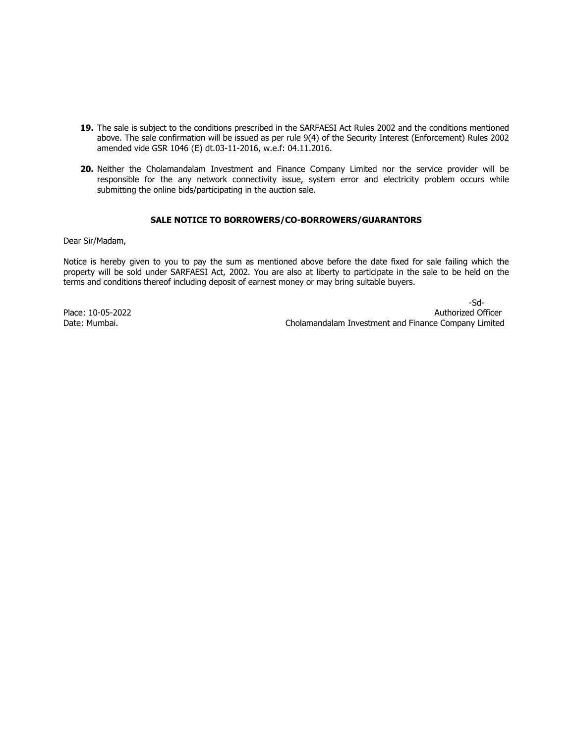19. The sale is subject to the conditions prescribed in the SARFAESI Act Rules 2002 and the conditions mentioned above. The sale confirmation will be issued as per rule 9(4) of the Security Interest (Enforcement) Rules 2002 amended vide GSR 1046 (E) dt.03-11-2016, w.e.f: 04.11.2016.

20. Neither the Cholamandalam Investment and Finance Company Limited nor the service provider will be responsible for the any network connectivity issue, system error and electricity problem occurs while submitting the online bids/participating in the auction sale.

**SALE NOTICE TO BORROWERS/CO-BORROWERS/GUARANTORS**

Dear Sir/Madam,

Notice is hereby given to you to pay the sum as mentioned above before the date fixed for sale failing which the property will be sold under SARFAESI Act, 2002. You are also at liberty to participate in the sale to be held on the terms and conditions thereof including deposit of earnest money or may bring suitable buyers.

-Sd-

Place: 10-05-2022
Date: Mumbai.

Authorized Officer
Cholamandalam Investment and Finance Company Limited